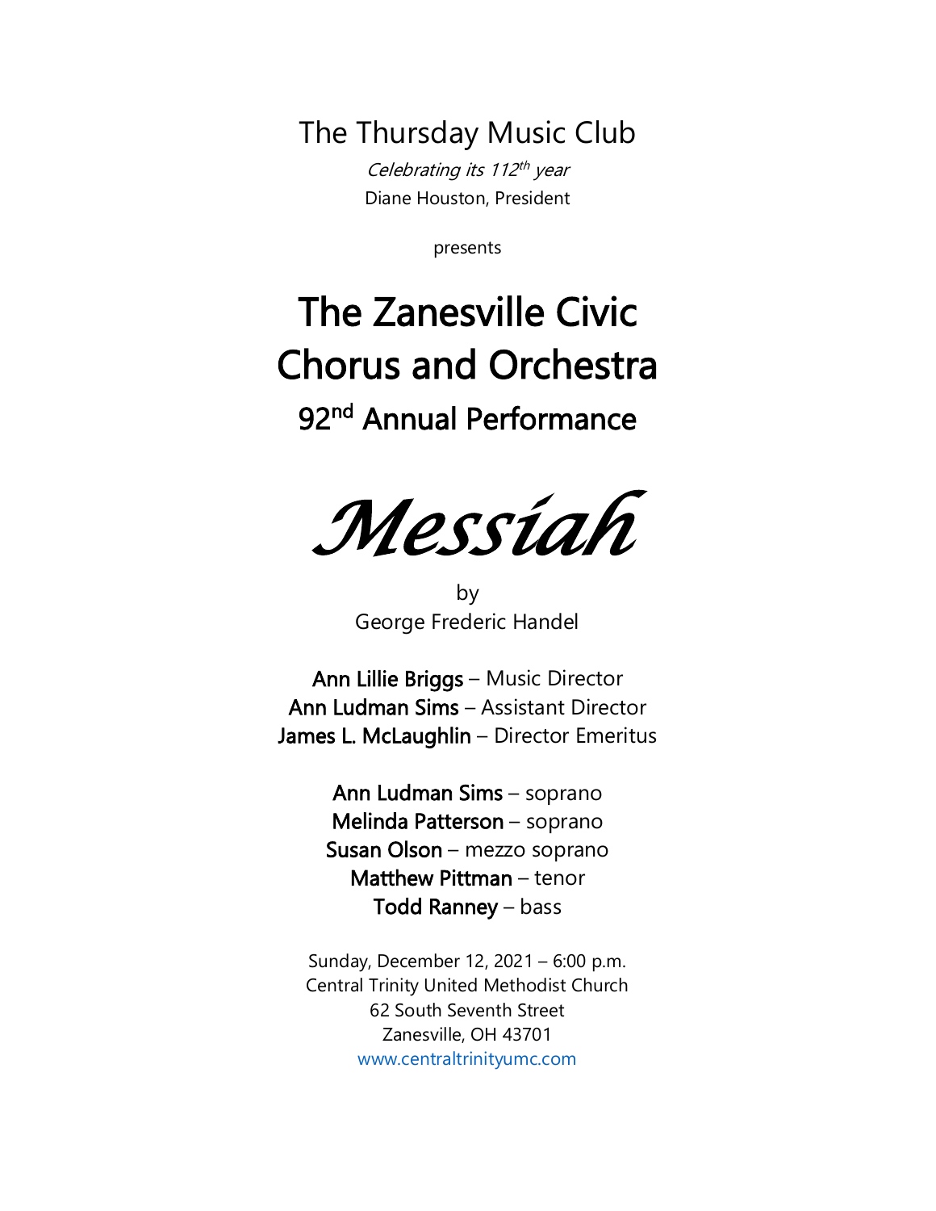The Thursday Music Club

*Celebrating its 112th year*

Diane Houston, President

presents

# The Zanesville Civic Chorus and Orchestra

## 92nd Annual Performance

# *Messiah*

by

George Frederic Handel

**Ann Lillie Briggs** – Music Director
**Ann Ludman Sims** – Assistant Director
**James L. McLaughlin** – Director Emeritus

**Ann Ludman Sims** – soprano
**Melinda Patterson** – soprano
**Susan Olson** – mezzo soprano
**Matthew Pittman** – tenor
**Todd Ranney** – bass

Sunday, December 12, 2021 – 6:00 p.m.
Central Trinity United Methodist Church
62 South Seventh Street
Zanesville, OH 43701
www.centraltrinityumc.com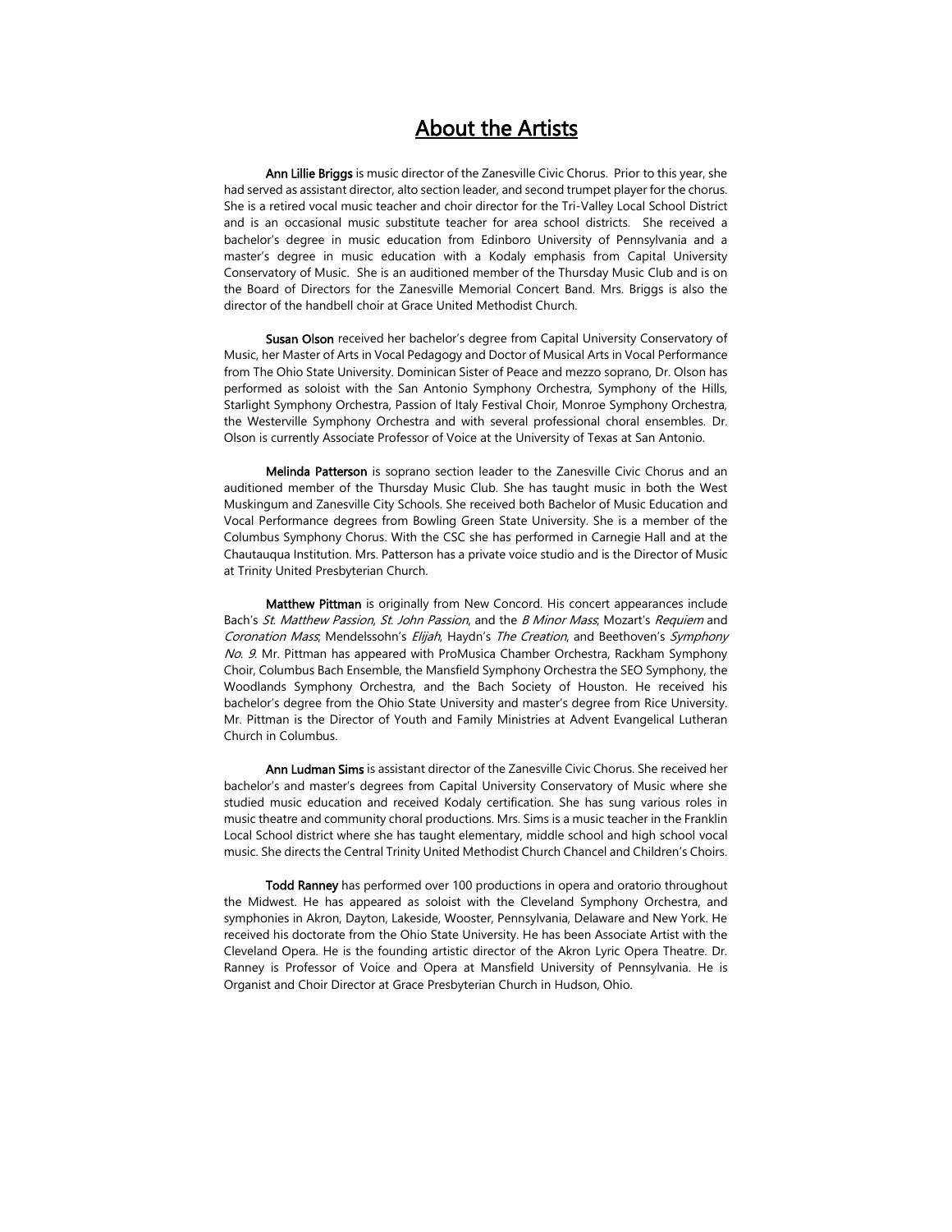# About the Artists

**Ann Lillie Briggs** is music director of the Zanesville Civic Chorus. Prior to this year, she had served as assistant director, alto section leader, and second trumpet player for the chorus. She is a retired vocal music teacher and choir director for the Tri-Valley Local School District and is an occasional music substitute teacher for area school districts. She received a bachelor's degree in music education from Edinboro University of Pennsylvania and a master's degree in music education with a Kodaly emphasis from Capital University Conservatory of Music. She is an auditioned member of the Thursday Music Club and is on the Board of Directors for the Zanesville Memorial Concert Band. Mrs. Briggs is also the director of the handbell choir at Grace United Methodist Church.

**Susan Olson** received her bachelor's degree from Capital University Conservatory of Music, her Master of Arts in Vocal Pedagogy and Doctor of Musical Arts in Vocal Performance from The Ohio State University. Dominican Sister of Peace and mezzo soprano, Dr. Olson has performed as soloist with the San Antonio Symphony Orchestra, Symphony of the Hills, Starlight Symphony Orchestra, Passion of Italy Festival Choir, Monroe Symphony Orchestra, the Westerville Symphony Orchestra and with several professional choral ensembles. Dr. Olson is currently Associate Professor of Voice at the University of Texas at San Antonio.

**Melinda Patterson** is soprano section leader to the Zanesville Civic Chorus and an auditioned member of the Thursday Music Club. She has taught music in both the West Muskingum and Zanesville City Schools. She received both Bachelor of Music Education and Vocal Performance degrees from Bowling Green State University. She is a member of the Columbus Symphony Chorus. With the CSC she has performed in Carnegie Hall and at the Chautauqua Institution. Mrs. Patterson has a private voice studio and is the Director of Music at Trinity United Presbyterian Church.

**Matthew Pittman** is originally from New Concord. His concert appearances include Bach's *St. Matthew Passion*, *St. John Passion*, and the *B Minor Mass*; Mozart's *Requiem* and *Coronation Mass*; Mendelssohn's *Elijah*, Haydn's *The Creation*, and Beethoven's *Symphony No. 9*. Mr. Pittman has appeared with ProMusica Chamber Orchestra, Rackham Symphony Choir, Columbus Bach Ensemble, the Mansfield Symphony Orchestra the SEO Symphony, the Woodlands Symphony Orchestra, and the Bach Society of Houston. He received his bachelor's degree from the Ohio State University and master's degree from Rice University. Mr. Pittman is the Director of Youth and Family Ministries at Advent Evangelical Lutheran Church in Columbus.

**Ann Ludman Sims** is assistant director of the Zanesville Civic Chorus. She received her bachelor's and master's degrees from Capital University Conservatory of Music where she studied music education and received Kodaly certification. She has sung various roles in music theatre and community choral productions. Mrs. Sims is a music teacher in the Franklin Local School district where she has taught elementary, middle school and high school vocal music. She directs the Central Trinity United Methodist Church Chancel and Children's Choirs.

**Todd Ranney** has performed over 100 productions in opera and oratorio throughout the Midwest. He has appeared as soloist with the Cleveland Symphony Orchestra, and symphonies in Akron, Dayton, Lakeside, Wooster, Pennsylvania, Delaware and New York. He received his doctorate from the Ohio State University. He has been Associate Artist with the Cleveland Opera. He is the founding artistic director of the Akron Lyric Opera Theatre. Dr. Ranney is Professor of Voice and Opera at Mansfield University of Pennsylvania. He is Organist and Choir Director at Grace Presbyterian Church in Hudson, Ohio.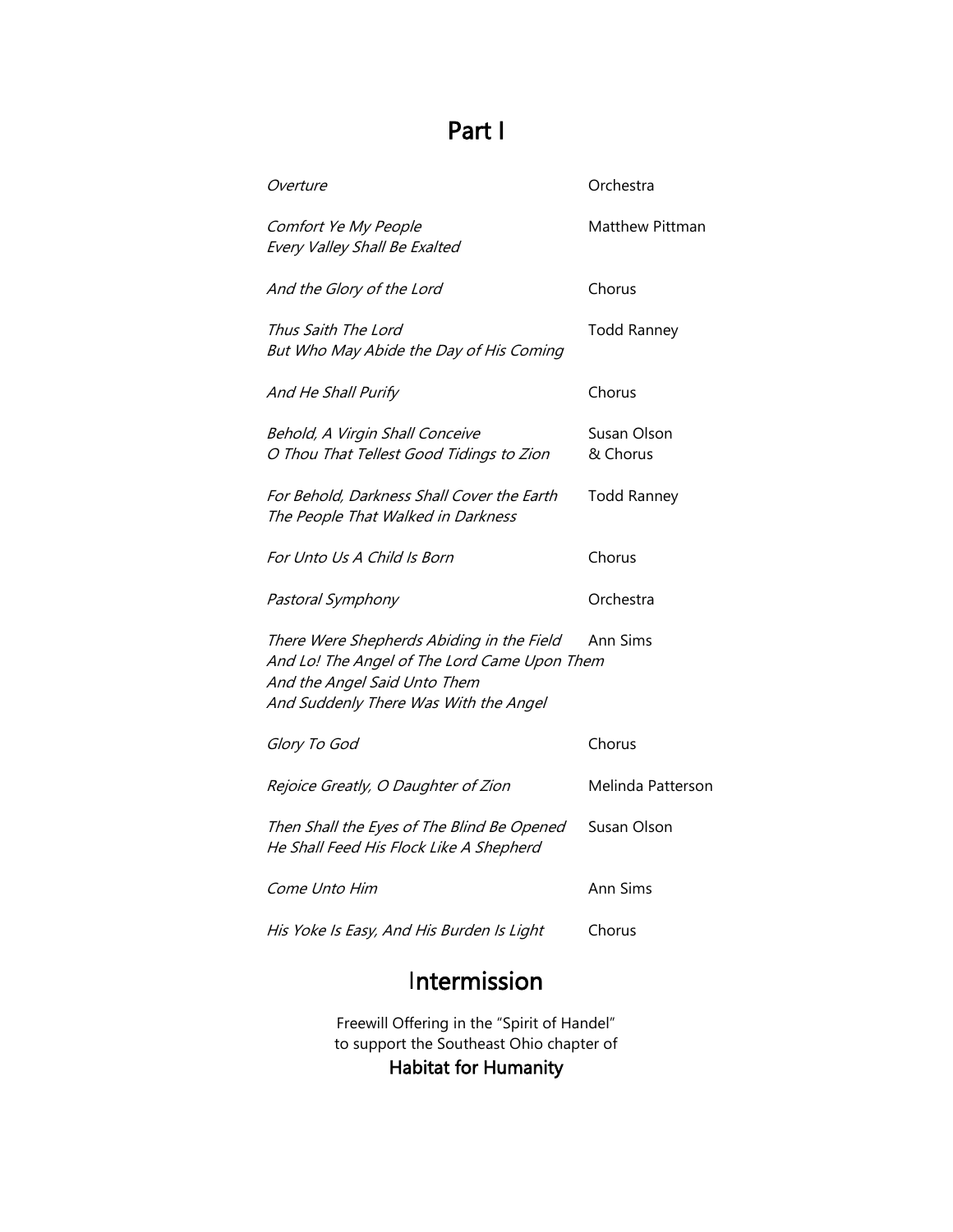# Part I

| | |
|---|---|
| *Overture* | Orchestra |
| *Comfort Ye My People*<br>*Every Valley Shall Be Exalted* | Matthew Pittman |
| *And the Glory of the Lord* | Chorus |
| *Thus Saith The Lord*<br>*But Who May Abide the Day of His Coming* | Todd Ranney |
| *And He Shall Purify* | Chorus |
| *Behold, A Virgin Shall Conceive*<br>*O Thou That Tellest Good Tidings to Zion* | Susan Olson<br>& Chorus |
| *For Behold, Darkness Shall Cover the Earth*<br>*The People That Walked in Darkness* | Todd Ranney |
| *For Unto Us A Child Is Born* | Chorus |
| *Pastoral Symphony* | Orchestra |
| *There Were Shepherds Abiding in the Field*<br>*And Lo! The Angel of The Lord Came Upon Them*<br>*And the Angel Said Unto Them*<br>*And Suddenly There Was With the Angel* | Ann Sims |
| *Glory To God* | Chorus |
| *Rejoice Greatly, O Daughter of Zion* | Melinda Patterson |
| *Then Shall the Eyes of The Blind Be Opened*<br>*He Shall Feed His Flock Like A Shepherd* | Susan Olson |
| *Come Unto Him* | Ann Sims |
| *His Yoke Is Easy, And His Burden Is Light* | Chorus |

# Intermission

Freewill Offering in the "Spirit of Handel"
to support the Southeast Ohio chapter of

**Habitat for Humanity**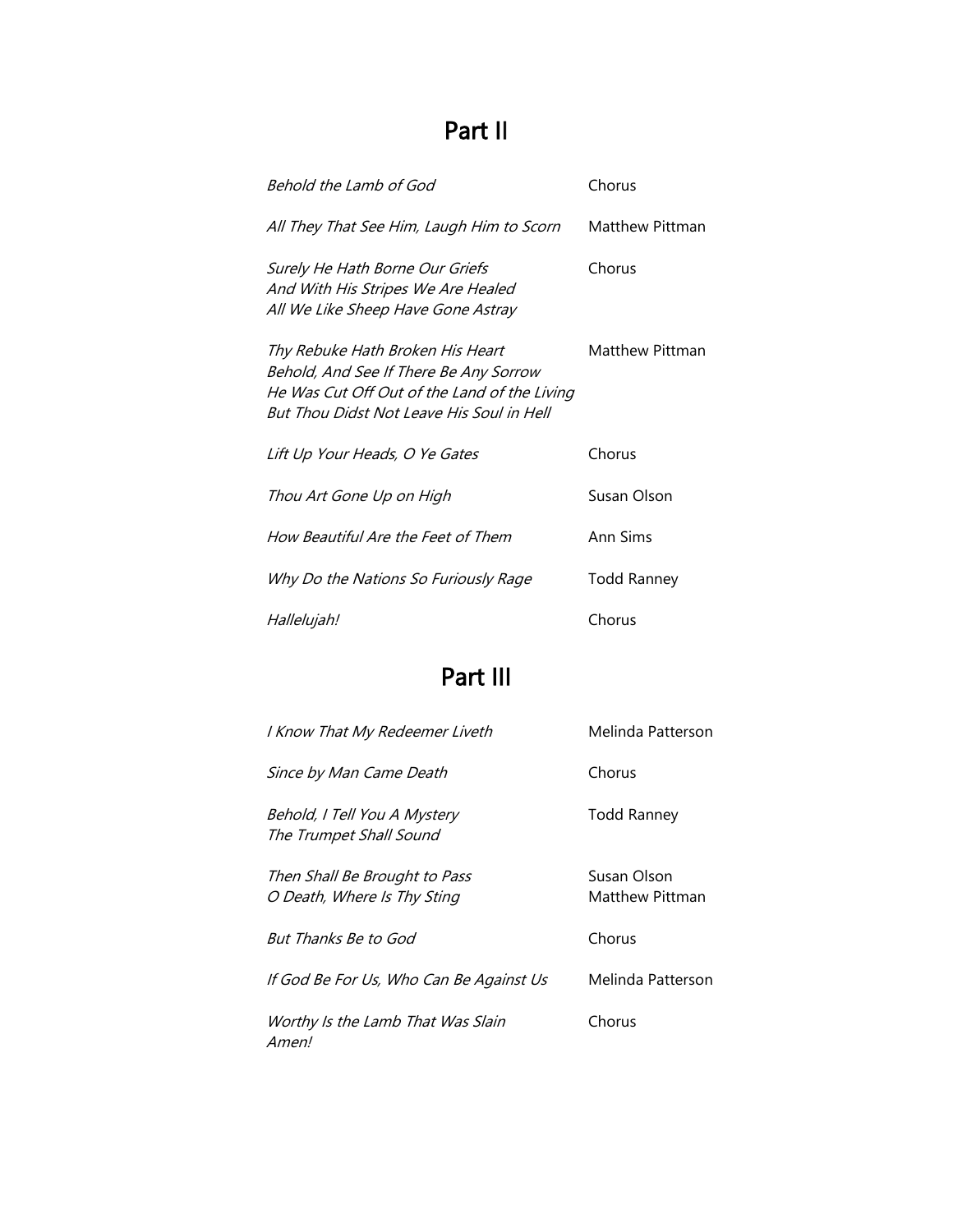## Part II

| | |
|---|---|
| *Behold the Lamb of God* | Chorus |
| *All They That See Him, Laugh Him to Scorn* | Matthew Pittman |
| *Surely He Hath Borne Our Griefs*<br>*And With His Stripes We Are Healed*<br>*All We Like Sheep Have Gone Astray* | Chorus |
| *Thy Rebuke Hath Broken His Heart*<br>*Behold, And See If There Be Any Sorrow*<br>*He Was Cut Off Out of the Land of the Living*<br>*But Thou Didst Not Leave His Soul in Hell* | Matthew Pittman |
| *Lift Up Your Heads, O Ye Gates* | Chorus |
| *Thou Art Gone Up on High* | Susan Olson |
| *How Beautiful Are the Feet of Them* | Ann Sims |
| *Why Do the Nations So Furiously Rage* | Todd Ranney |
| *Hallelujah!* | Chorus |

## Part III

| | |
|---|---|
| *I Know That My Redeemer Liveth* | Melinda Patterson |
| *Since by Man Came Death* | Chorus |
| *Behold, I Tell You A Mystery*<br>*The Trumpet Shall Sound* | Todd Ranney |
| *Then Shall Be Brought to Pass*<br>*O Death, Where Is Thy Sting* | Susan Olson<br>Matthew Pittman |
| *But Thanks Be to God* | Chorus |
| *If God Be For Us, Who Can Be Against Us* | Melinda Patterson |
| *Worthy Is the Lamb That Was Slain*<br>*Amen!* | Chorus |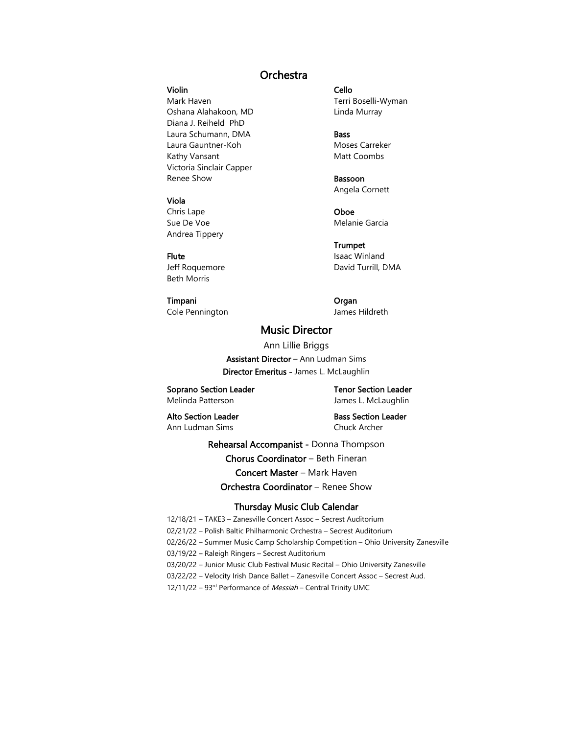## Orchestra

**Violin**
Mark Haven
Oshana Alahakoon, MD
Diana J. Reiheld PhD
Laura Schumann, DMA
Laura Gauntner-Koh
Kathy Vansant
Victoria Sinclair Capper
Renee Show

**Viola**
Chris Lape
Sue De Voe
Andrea Tippery

**Flute**
Jeff Roquemore
Beth Morris

**Timpani**
Cole Pennington

**Cello**
Terri Boselli-Wyman
Linda Murray

**Bass**
Moses Carreker
Matt Coombs

**Bassoon**
Angela Cornett

**Oboe**
Melanie Garcia

**Trumpet**
Isaac Winland
David Turrill, DMA

**Organ**
James Hildreth

## Music Director

Ann Lillie Briggs

**Assistant Director** – Ann Ludman Sims

**Director Emeritus** - James L. McLaughlin

**Soprano Section Leader**
Melinda Patterson

**Alto Section Leader**
Ann Ludman Sims

**Tenor Section Leader**
James L. McLaughlin

**Bass Section Leader**
Chuck Archer

**Rehearsal Accompanist** - Donna Thompson

**Chorus Coordinator** – Beth Fineran

**Concert Master** – Mark Haven

**Orchestra Coordinator** – Renee Show

### Thursday Music Club Calendar

12/18/21 – TAKE3 – Zanesville Concert Assoc – Secrest Auditorium
02/21/22 – Polish Baltic Philharmonic Orchestra – Secrest Auditorium
02/26/22 – Summer Music Camp Scholarship Competition – Ohio University Zanesville
03/19/22 – Raleigh Ringers – Secrest Auditorium
03/20/22 – Junior Music Club Festival Music Recital – Ohio University Zanesville
03/22/22 – Velocity Irish Dance Ballet – Zanesville Concert Assoc – Secrest Aud.
12/11/22 – 93rd Performance of *Messiah* – Central Trinity UMC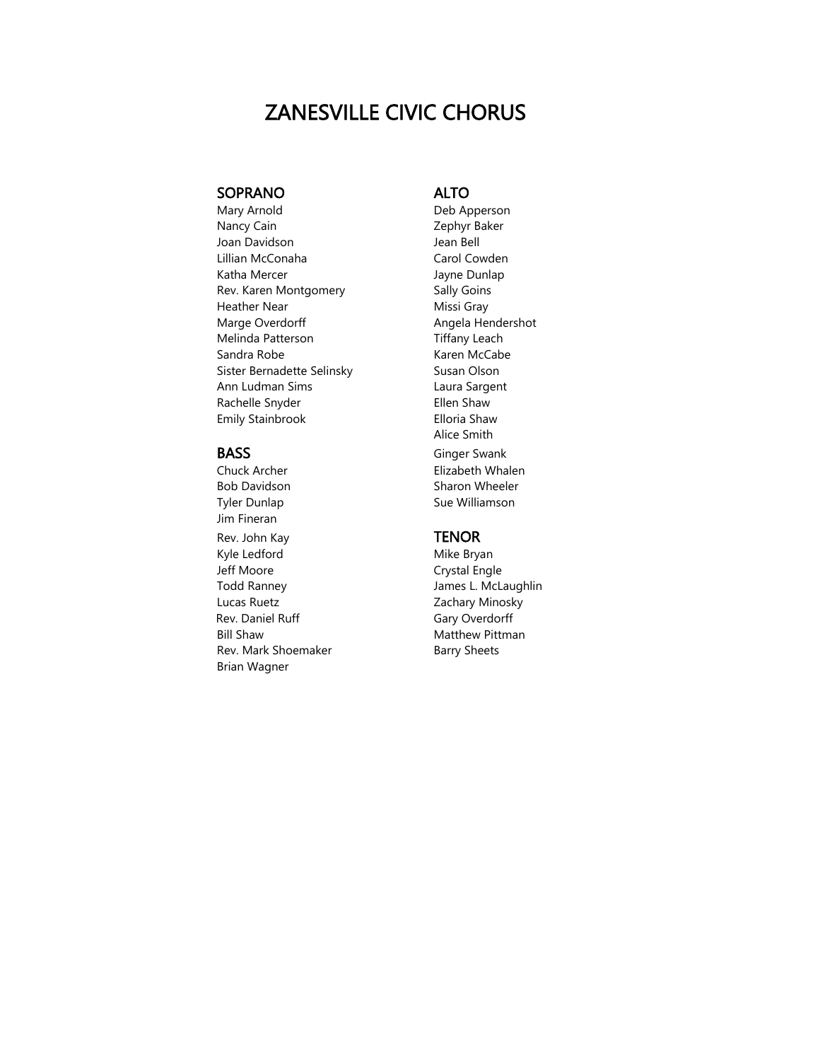# ZANESVILLE CIVIC CHORUS

## SOPRANO

Mary Arnold
Nancy Cain
Joan Davidson
Lillian McConaha
Katha Mercer
Rev. Karen Montgomery
Heather Near
Marge Overdorff
Melinda Patterson
Sandra Robe
Sister Bernadette Selinsky
Ann Ludman Sims
Rachelle Snyder
Emily Stainbrook

## BASS

Chuck Archer
Bob Davidson
Tyler Dunlap
Jim Fineran
Rev. John Kay
Kyle Ledford
Jeff Moore
Todd Ranney
Lucas Ruetz
Rev. Daniel Ruff
Bill Shaw
Rev. Mark Shoemaker
Brian Wagner

## ALTO

Deb Apperson
Zephyr Baker
Jean Bell
Carol Cowden
Jayne Dunlap
Sally Goins
Missi Gray
Angela Hendershot
Tiffany Leach
Karen McCabe
Susan Olson
Laura Sargent
Ellen Shaw
Elloria Shaw
Alice Smith
Ginger Swank
Elizabeth Whalen
Sharon Wheeler
Sue Williamson

## TENOR

Mike Bryan
Crystal Engle
James L. McLaughlin
Zachary Minosky
Gary Overdorff
Matthew Pittman
Barry Sheets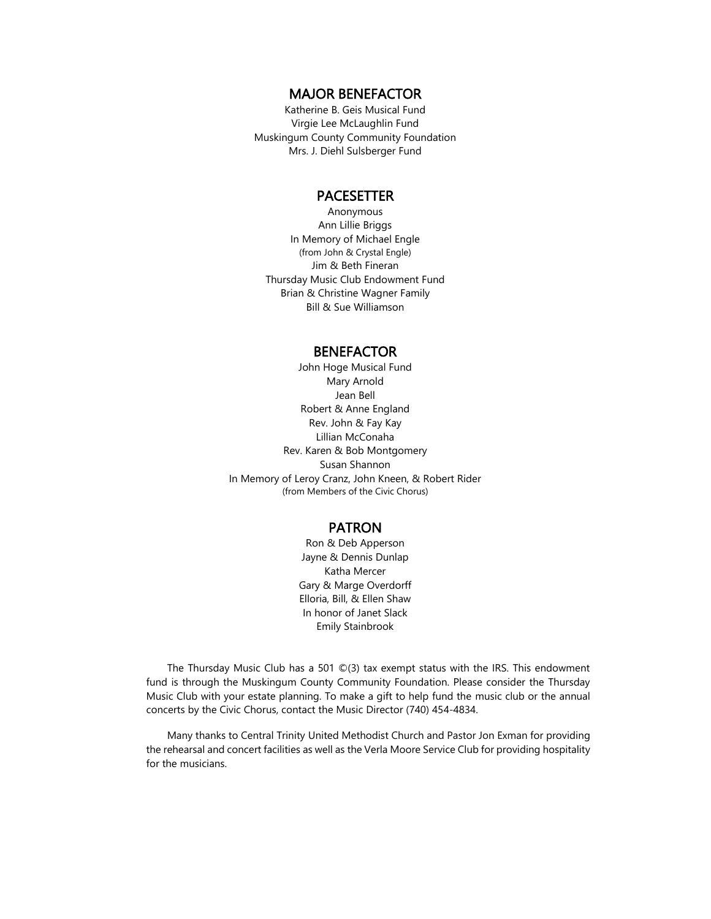## MAJOR BENEFACTOR

Katherine B. Geis Musical Fund
Virgie Lee McLaughlin Fund
Muskingum County Community Foundation
Mrs. J. Diehl Sulsberger Fund

## PACESETTER

Anonymous
Ann Lillie Briggs
In Memory of Michael Engle
(from John & Crystal Engle)
Jim & Beth Fineran
Thursday Music Club Endowment Fund
Brian & Christine Wagner Family
Bill & Sue Williamson

## BENEFACTOR

John Hoge Musical Fund
Mary Arnold
Jean Bell
Robert & Anne England
Rev. John & Fay Kay
Lillian McConaha
Rev. Karen & Bob Montgomery
Susan Shannon
In Memory of Leroy Cranz, John Kneen, & Robert Rider
(from Members of the Civic Chorus)

## PATRON

Ron & Deb Apperson
Jayne & Dennis Dunlap
Katha Mercer
Gary & Marge Overdorff
Elloria, Bill, & Ellen Shaw
In honor of Janet Slack
Emily Stainbrook

The Thursday Music Club has a 501 ©(3) tax exempt status with the IRS. This endowment fund is through the Muskingum County Community Foundation. Please consider the Thursday Music Club with your estate planning. To make a gift to help fund the music club or the annual concerts by the Civic Chorus, contact the Music Director (740) 454-4834.

Many thanks to Central Trinity United Methodist Church and Pastor Jon Exman for providing the rehearsal and concert facilities as well as the Verla Moore Service Club for providing hospitality for the musicians.